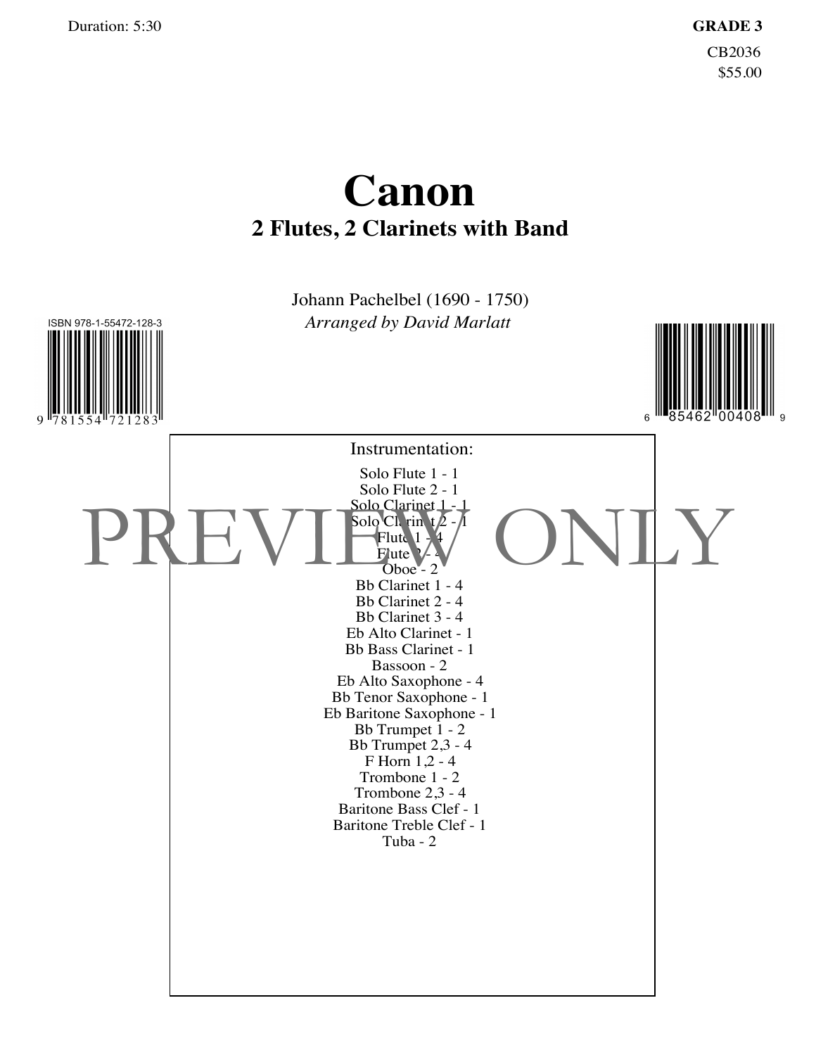Duration: 5:30

**GRADE 3**

CB2036

$55.00

# Canon

## 2 Flutes, 2 Clarinets with Band

Johann Pachelbel (1690 - 1750)

*Arranged by David Marlatt*

ISBN 978-1-55472-128-3

9 781554 721283

6 85462 00408 9

PREVIEW ONLY

Instrumentation:

Solo Flute 1 - 1
Solo Flute 2 - 1
Solo Clarinet 1 - 1
Solo Clarinet 2 - 1
Flute 1 - 4
Flute 2 - 4
Oboe - 2
Bb Clarinet 1 - 4
Bb Clarinet 2 - 4
Bb Clarinet 3 - 4
Eb Alto Clarinet - 1
Bb Bass Clarinet - 1
Bassoon - 2
Eb Alto Saxophone - 4
Bb Tenor Saxophone - 1
Eb Baritone Saxophone - 1
Bb Trumpet 1 - 2
Bb Trumpet 2,3 - 4
F Horn 1,2 - 4
Trombone 1 - 2
Trombone 2,3 - 4
Baritone Bass Clef - 1
Baritone Treble Clef - 1
Tuba - 2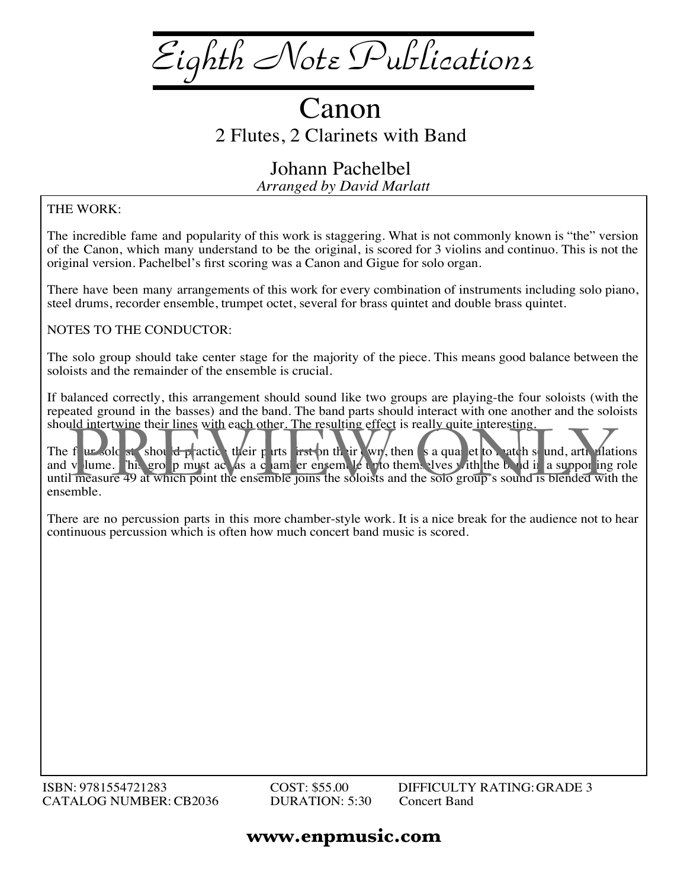# Eighth Note Publications

## Canon

2 Flutes, 2 Clarinets with Band

Johann Pachelbel

*Arranged by David Marlatt*

THE WORK:

The incredible fame and popularity of this work is staggering. What is not commonly known is "the" version of the Canon, which many understand to be the original, is scored for 3 violins and continuo. This is not the original version. Pachelbel's first scoring was a Canon and Gigue for solo organ.

There have been many arrangements of this work for every combination of instruments including solo piano, steel drums, recorder ensemble, trumpet octet, several for brass quintet and double brass quintet.

NOTES TO THE CONDUCTOR:

The solo group should take center stage for the majority of the piece. This means good balance between the soloists and the remainder of the ensemble is crucial.

If balanced correctly, this arrangement should sound like two groups are playing-the four soloists (with the repeated ground in the basses) and the band. The band parts should interact with one another and the soloists should intertwine their lines with each other. The resulting effect is really quite interesting.

The four soloists should practice their parts first on their own, then as a quartet to match sound, articulations and volume. This group must act as a chamber ensemble unto themselves with the band in a supporting role until measure 49 at which point the ensemble joins the soloists and the solo group's sound is blended with the ensemble.

There are no percussion parts in this more chamber-style work. It is a nice break for the audience not to hear continuous percussion which is often how much concert band music is scored.

ISBN: 9781554721283
CATALOG NUMBER: CB2036

COST: $55.00
DURATION: 5:30

DIFFICULTY RATING: GRADE 3
Concert Band

**www.enpmusic.com**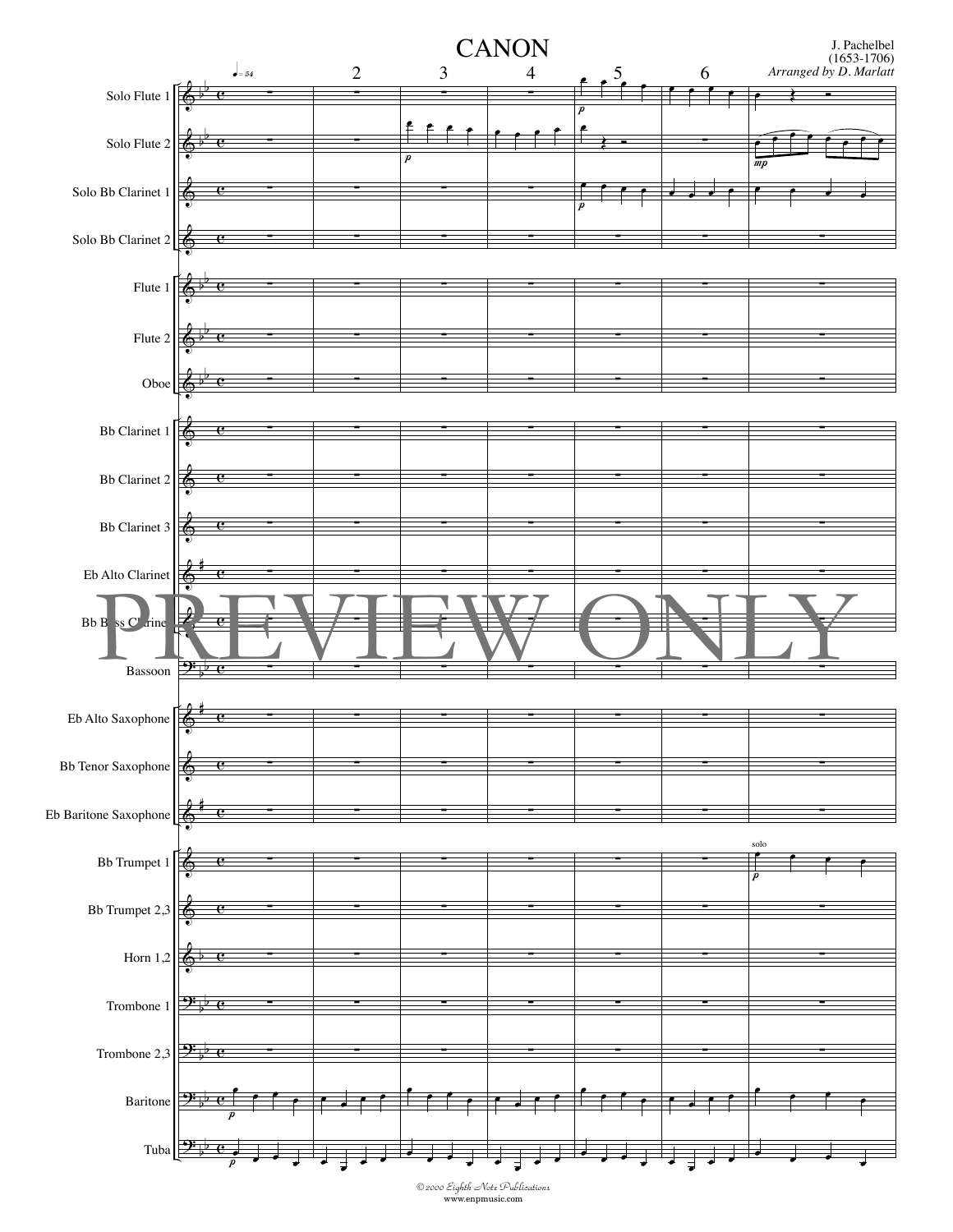# CANON

J. Pachelbel
(1653-1706)
*Arranged by D. Marlatt*

♩= 54

Solo Flute 1
Solo Flute 2
Solo Bb Clarinet 1
Solo Bb Clarinet 2
Flute 1
Flute 2
Oboe
Bb Clarinet 1
Bb Clarinet 2
Bb Clarinet 3
Eb Alto Clarinet
Bb Bass Clarinet
Bassoon
Eb Alto Saxophone
Bb Tenor Saxophone
Eb Baritone Saxophone
Bb Trumpet 1
Bb Trumpet 2,3
Horn 1,2
Trombone 1
Trombone 2,3
Baritone
Tuba

PREVIEW ONLY

©2000 Eighth Note Publications
www.enpmusic.com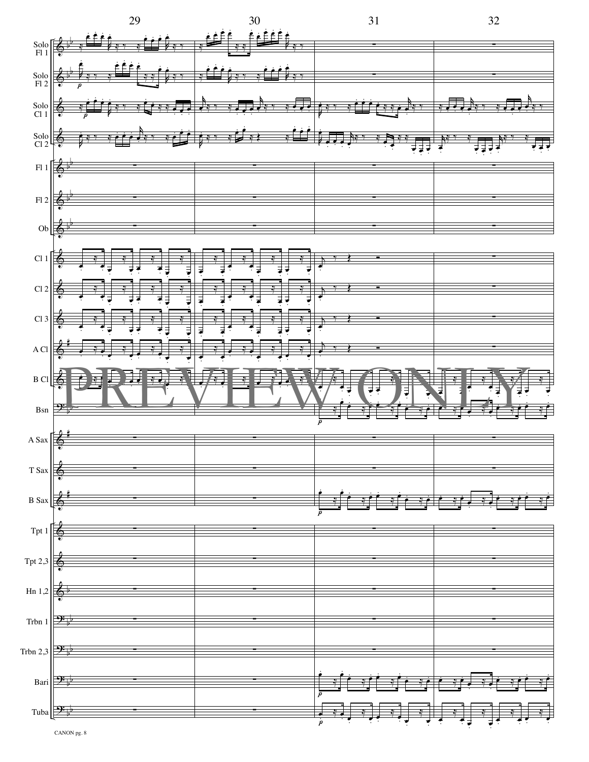29 30 31 32

Solo Fl 1

Solo Fl 2

Solo Cl 1

Solo Cl 2

Fl 1

Fl 2

Ob

Cl 1

Cl 2

Cl 3

A Cl

B Cl

Bsn

A Sax

T Sax

B Sax

Tpt 1

Tpt 2,3

Hn 1,2

Trbn 1

Trbn 2,3

Bari

Tuba

PREVIEW ONLY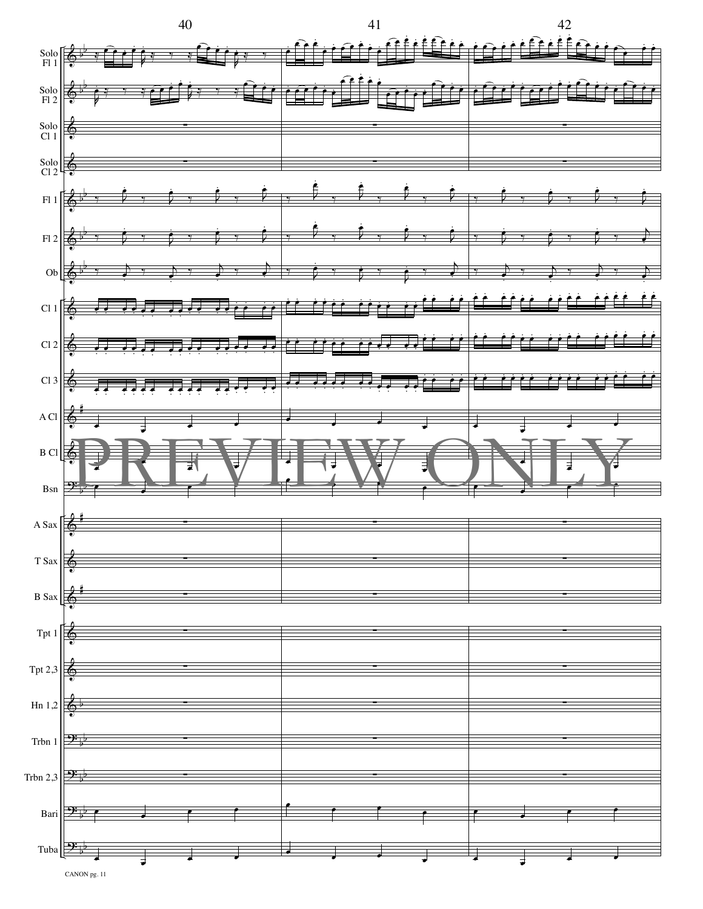40 41 42

Solo Fl 1

Solo Fl 2

Solo Cl 1

Solo Cl 2

Fl 1

Fl 2

Ob

Cl 1

Cl 2

Cl 3

A Cl

B Cl

Bsn

A Sax

T Sax

B Sax

Tpt 1

Tpt 2,3

Hn 1,2

Trbn 1

Trbn 2,3

Bari

Tuba

PREVIEW ONLY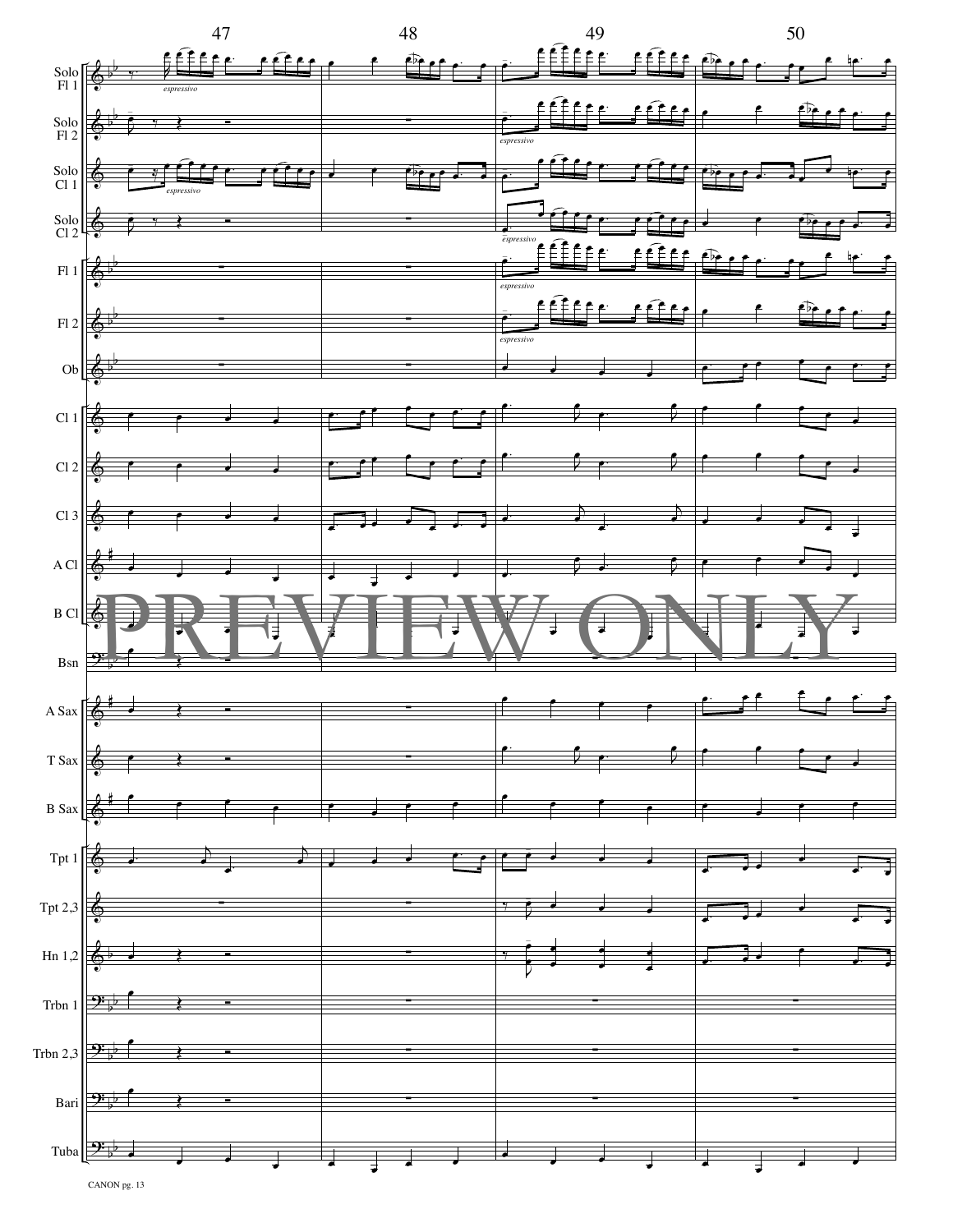47 48 49 50

Solo Fl 1

*espressivo*

Solo Fl 2

*espressivo*

Solo Cl 1

*espressivo*

Solo Cl 2

*espressivo*

Fl 1

*espressivo*

Fl 2

*espressivo*

Ob

Cl 1

Cl 2

Cl 3

A Cl

B Cl

Bsn

A Sax

T Sax

B Sax

Tpt 1

Tpt 2,3

Hn 1,2

Trbn 1

Trbn 2,3

Bari

Tuba

PREVIEW ONLY

CANON pg. 13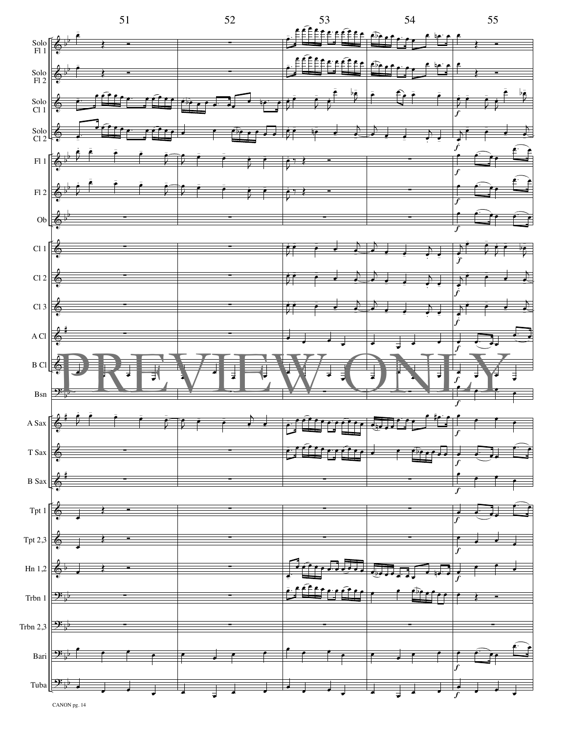51 52 53 54 55

Solo Fl 1

Solo Fl 2

Solo Cl 1

Solo Cl 2

Fl 1

Fl 2

Ob

Cl 1

Cl 2

Cl 3

A Cl

B Cl

Bsn

A Sax

T Sax

B Sax

Tpt 1

Tpt 2,3

Hn 1,2

Trbn 1

Trbn 2,3

Bari

Tuba

PREVIEW ONLY

CANON pg. 14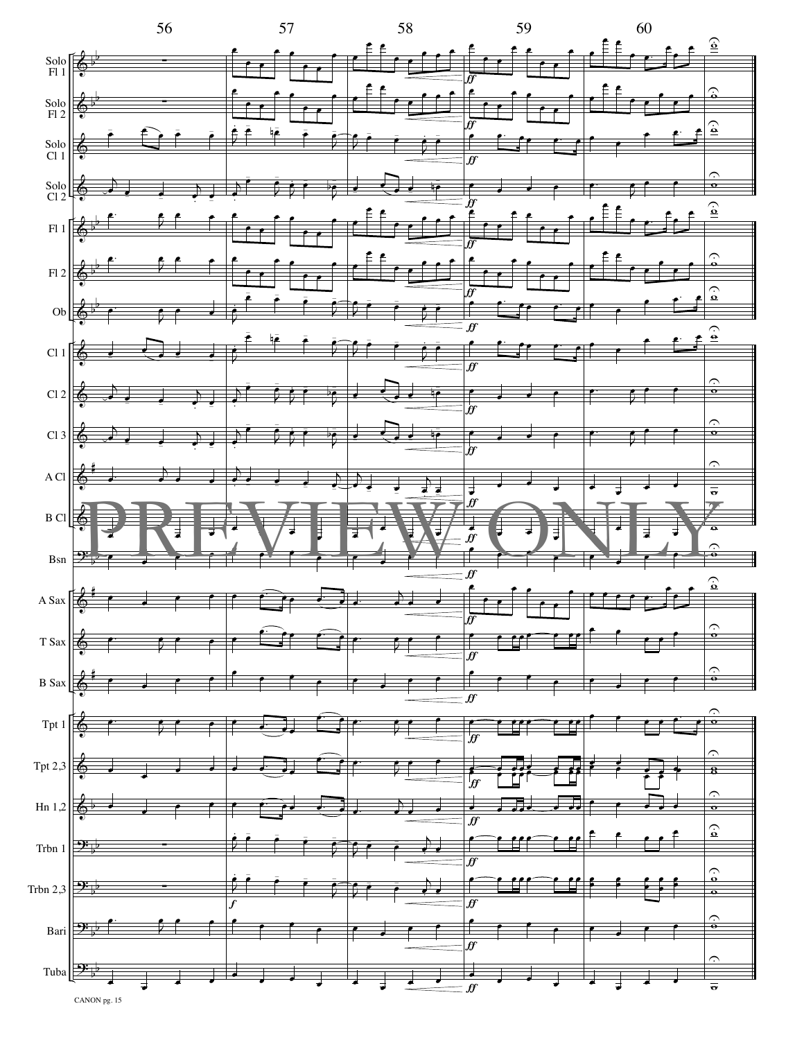56 57 58 59 60

Solo Fl 1

Solo Fl 2

Solo Cl 1

Solo Cl 2

Fl 1

Fl 2

Ob

Cl 1

Cl 2

Cl 3

A Cl

B Cl

Bsn

A Sax

T Sax

B Sax

Tpt 1

Tpt 2,3

Hn 1,2

Trbn 1

Trbn 2,3

Bari

Tuba

ff

f

PREVIEW ONLY

CANON pg. 15